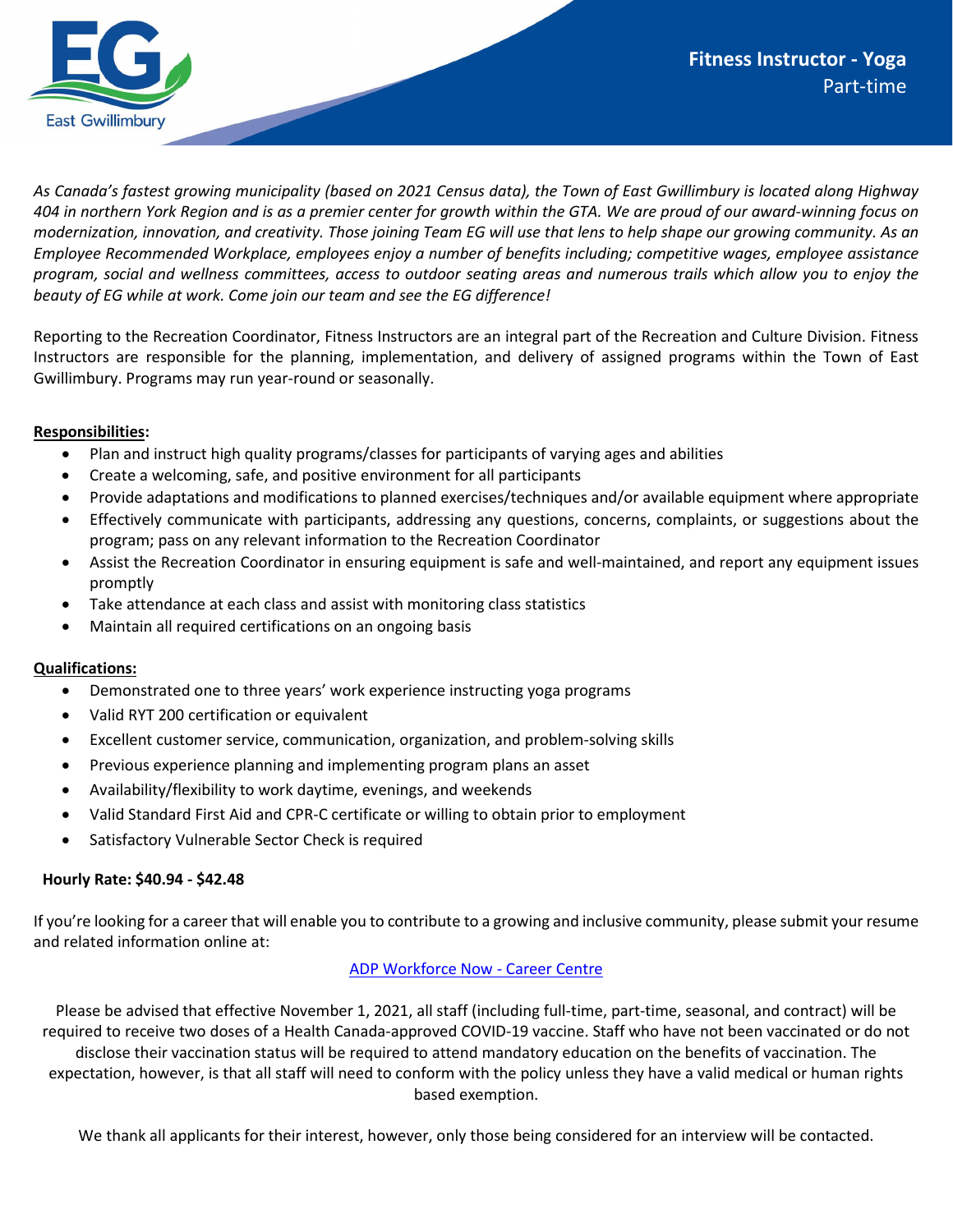East Gwillimbury

# Fitness Instructor - Yoga

Part-time

*As Canada's fastest growing municipality (based on 2021 Census data), the Town of East Gwillimbury is located along Highway 404 in northern York Region and is as a premier center for growth within the GTA. We are proud of our award-winning focus on modernization, innovation, and creativity. Those joining Team EG will use that lens to help shape our growing community. As an Employee Recommended Workplace, employees enjoy a number of benefits including; competitive wages, employee assistance program, social and wellness committees, access to outdoor seating areas and numerous trails which allow you to enjoy the beauty of EG while at work. Come join our team and see the EG difference!*

Reporting to the Recreation Coordinator, Fitness Instructors are an integral part of the Recreation and Culture Division. Fitness Instructors are responsible for the planning, implementation, and delivery of assigned programs within the Town of East Gwillimbury. Programs may run year-round or seasonally.

**Responsibilities:**

- Plan and instruct high quality programs/classes for participants of varying ages and abilities
- Create a welcoming, safe, and positive environment for all participants
- Provide adaptations and modifications to planned exercises/techniques and/or available equipment where appropriate
- Effectively communicate with participants, addressing any questions, concerns, complaints, or suggestions about the program; pass on any relevant information to the Recreation Coordinator
- Assist the Recreation Coordinator in ensuring equipment is safe and well-maintained, and report any equipment issues promptly
- Take attendance at each class and assist with monitoring class statistics
- Maintain all required certifications on an ongoing basis

**Qualifications:**

- Demonstrated one to three years' work experience instructing yoga programs
- Valid RYT 200 certification or equivalent
- Excellent customer service, communication, organization, and problem-solving skills
- Previous experience planning and implementing program plans an asset
- Availability/flexibility to work daytime, evenings, and weekends
- Valid Standard First Aid and CPR-C certificate or willing to obtain prior to employment
- Satisfactory Vulnerable Sector Check is required

**Hourly Rate: $40.94 - $42.48**

If you're looking for a career that will enable you to contribute to a growing and inclusive community, please submit your resume and related information online at:

[ADP Workforce Now - Career Centre]

Please be advised that effective November 1, 2021, all staff (including full-time, part-time, seasonal, and contract) will be required to receive two doses of a Health Canada-approved COVID-19 vaccine. Staff who have not been vaccinated or do not disclose their vaccination status will be required to attend mandatory education on the benefits of vaccination. The expectation, however, is that all staff will need to conform with the policy unless they have a valid medical or human rights based exemption.

We thank all applicants for their interest, however, only those being considered for an interview will be contacted.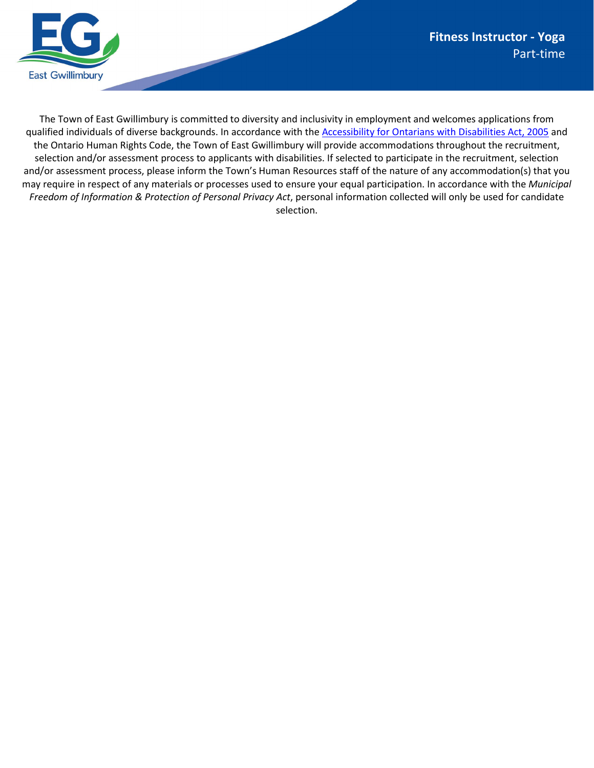**Fitness Instructor - Yoga**
Part-time

The Town of East Gwillimbury is committed to diversity and inclusivity in employment and welcomes applications from qualified individuals of diverse backgrounds. In accordance with the Accessibility for Ontarians with Disabilities Act, 2005 and the Ontario Human Rights Code, the Town of East Gwillimbury will provide accommodations throughout the recruitment, selection and/or assessment process to applicants with disabilities. If selected to participate in the recruitment, selection and/or assessment process, please inform the Town's Human Resources staff of the nature of any accommodation(s) that you may require in respect of any materials or processes used to ensure your equal participation. In accordance with the *Municipal Freedom of Information & Protection of Personal Privacy Act*, personal information collected will only be used for candidate selection.